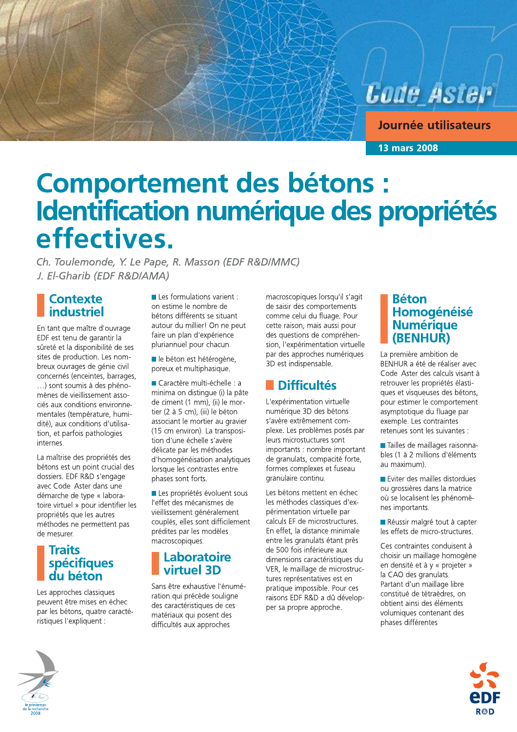Code_Aster

Journée utilisateurs

13 mars 2008

# Comportement des bétons : Identification numérique des propriétés effectives.

*Ch. Toulemonde, Y. Le Pape, R. Masson (EDF R&D/MMC)*
*J. El-Gharib (EDF R&D/AMA)*

## Contexte industriel

En tant que maître d'ouvrage EDF est tenu de garantir la sûreté et la disponibilité de ses sites de production. Les nombreux ouvrages de génie civil concernés (enceintes, barrages, …) sont soumis à des phénomènes de vieillissement associés aux conditions environnementales (température, humidité), aux conditions d'utilisation, et parfois pathologies internes.

La maîtrise des propriétés des bétons est un point crucial des dossiers. EDF R&D s'engage avec Code_Aster dans une démarche de type « laboratoire virtuel » pour identifier les propriétés que les autres méthodes ne permettent pas de mesurer.

## Traits spécifiques du béton

Les approches classiques peuvent être mises en échec par les bétons, quatre caractéristiques l'expliquent :

- Les formulations varient : on estime le nombre de bétons différents se situant autour du millier! On ne peut faire un plan d'expérience pluriannuel pour chacun.
- le béton est hétérogène, poreux et multiphasique.
- Caractère multi-échelle : a minima on distingue (i) la pâte de ciment (1 mm), (ii) le mortier (2 à 5 cm), (iii) le béton associant le mortier au gravier (15 cm environ). La transposition d'une échelle s'avère délicate par les méthodes d'homogénéisation analytiques lorsque les contrastes entre phases sont forts.
- Les propriétés évoluent sous l'effet des mécanismes de vieillissement généralement couplés, elles sont difficilement prédites par les modèles macroscopiques.

## Laboratoire virtuel 3D

Sans être exhaustive l'énumération qui précède souligne des caractéristiques de ces matériaux qui posent des difficultés aux approches macroscopiques lorsqu'il s'agit de saisir des comportements comme celui du fluage. Pour cette raison, mais aussi pour des questions de compréhension, l'expérimentation virtuelle par des approches numériques 3D est indispensable.

## Difficultés

L'expérimentation virtuelle numérique 3D des bétons s'avère extrêmement complexe. Les problèmes posés par leurs microstuctures sont importants : nombre important de granulats, compacité forte, formes complexes et fuseau granulaire continu.

Les bétons mettent en échec les méthodes classiques d'expérimentation virtuelle par calculs EF de microstructures. En effet, la distance minimale entre les granulats étant près de 500 fois inférieure aux dimensions caractéristiques du VER, le maillage de microstructures représentatives est en pratique impossible. Pour ces raisons EDF R&D a dû développer sa propre approche.

## Béton Homogénéisé Numérique (BENHUR)

La première ambition de BENHUR a été de réaliser avec Code_Aster des calculs visant à retrouver les propriétés élastiques et visqueuses des bétons, pour estimer le comportement asymptotique du fluage par exemple. Les contraintes retenues sont les suivantes :

- Tailles de maillages raisonnables (1 à 2 millions d'éléments au maximum).
- Eviter des mailles distordues ou grossières dans la matrice où se localisent les phénomènes importants.
- Réussir malgré tout à capter les effets de micro-structures.

Ces contraintes conduisent à choisir un maillage homogène en densité et à y « projeter » la CAO des granulats. Partant d'un maillage libre constitué de tétraèdres, on obtient ainsi des éléments volumiques contenant des phases différentes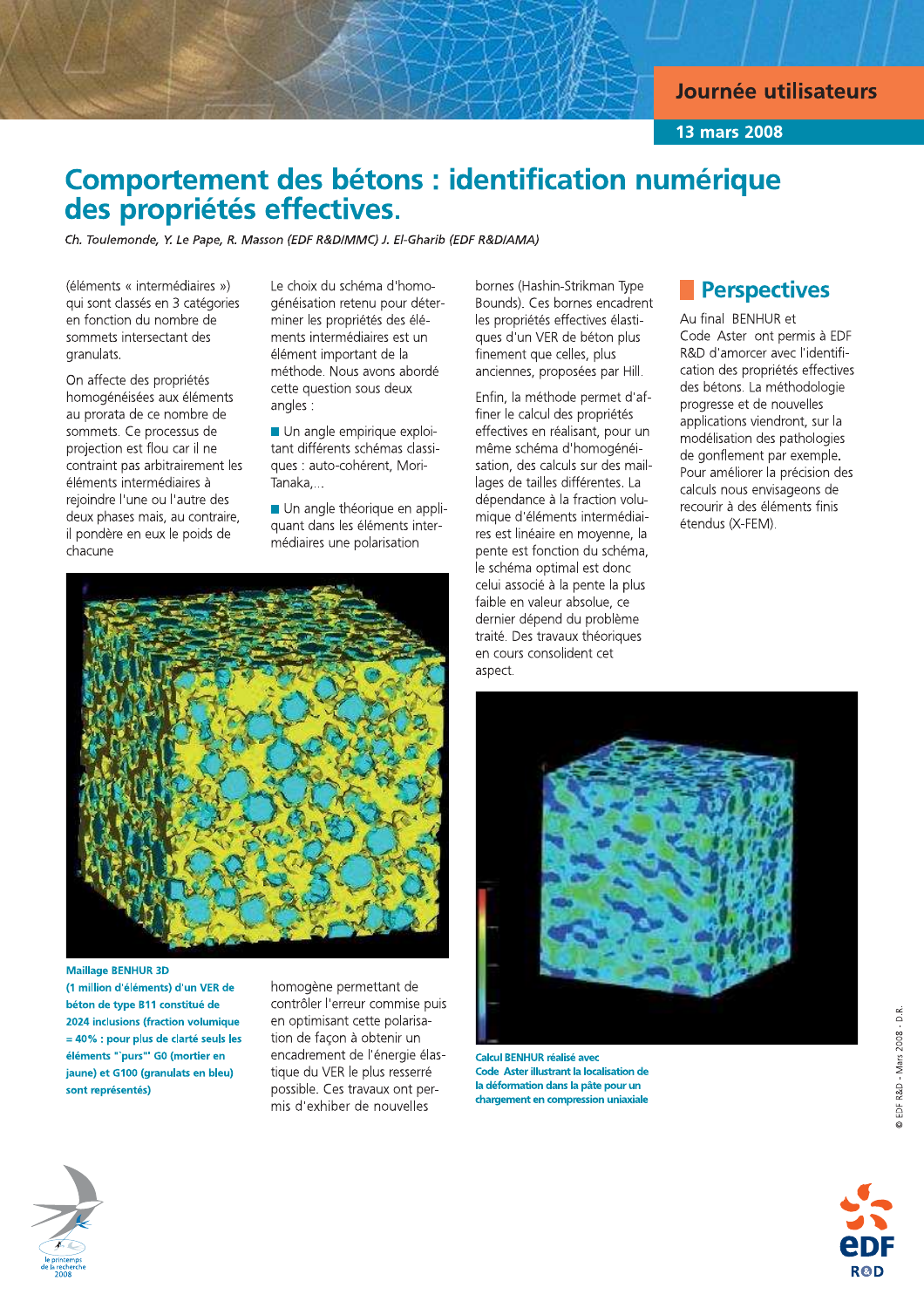# Comportement des bétons : identification numérique des propriétés effectives.

*Ch. Toulemonde, Y. Le Pape, R. Masson (EDF R&D/MMC) J. El-Gharib (EDF R&D/AMA)*

(éléments « intermédiaires ») qui sont classés en 3 catégories en fonction du nombre de sommets intersectant des granulats.

On affecte des propriétés homogénéisées aux éléments au prorata de ce nombre de sommets. Ce processus de projection est flou car il ne contraint pas arbitrairement les éléments intermédiaires à rejoindre l'une ou l'autre des deux phases mais, au contraire, il pondère en eux le poids de chacune

Le choix du schéma d'homogénéisation retenu pour déterminer les propriétés des éléments intermédiaires est un élément important de la méthode. Nous avons abordé cette question sous deux angles :

- Un angle empirique exploitant différents schémas classiques : auto-cohérent, Mori-Tanaka,...
- Un angle théorique en appliquant dans les éléments intermédiaires une polarisation homogène permettant de contrôler l'erreur commise puis en optimisant cette polarisation de façon à obtenir un encadrement de l'énergie élastique du VER le plus resserré possible. Ces travaux ont permis d'exhiber de nouvelles bornes (Hashin-Strikman Type Bounds). Ces bornes encadrent les propriétés effectives élastiques d'un VER de béton plus finement que celles, plus anciennes, proposées par Hill.

Enfin, la méthode permet d'affiner le calcul des propriétés effectives en réalisant, pour un même schéma d'homogénéisation, des calculs sur des maillages de tailles différentes. La dépendance à la fraction volumique d'éléments intermédiaires est linéaire en moyenne, la pente est fonction du schéma, le schéma optimal est donc celui associé à la pente la plus faible en valeur absolue, ce dernier dépend du problème traité. Des travaux théoriques en cours consolident cet aspect.

**Maillage BENHUR 3D (1 million d'éléments) d'un VER de béton de type B11 constitué de 2024 inclusions (fraction volumique = 40% : pour plus de clarté seuls les éléments "purs" G0 (mortier en jaune) et G100 (granulats en bleu) sont représentés)**

**Calcul BENHUR réalisé avec Code Aster illustrant la localisation de la déformation dans la pâte pour un chargement en compression uniaxiale**

## Perspectives

Au final BENHUR et Code Aster ont permis à EDF R&D d'amorcer avec l'identification des propriétés effectives des bétons. La méthodologie progresse et de nouvelles applications viendront, sur la modélisation des pathologies de gonflement par exemple. Pour améliorer la précision des calculs nous envisageons de recourir à des éléments finis étendus (X-FEM).